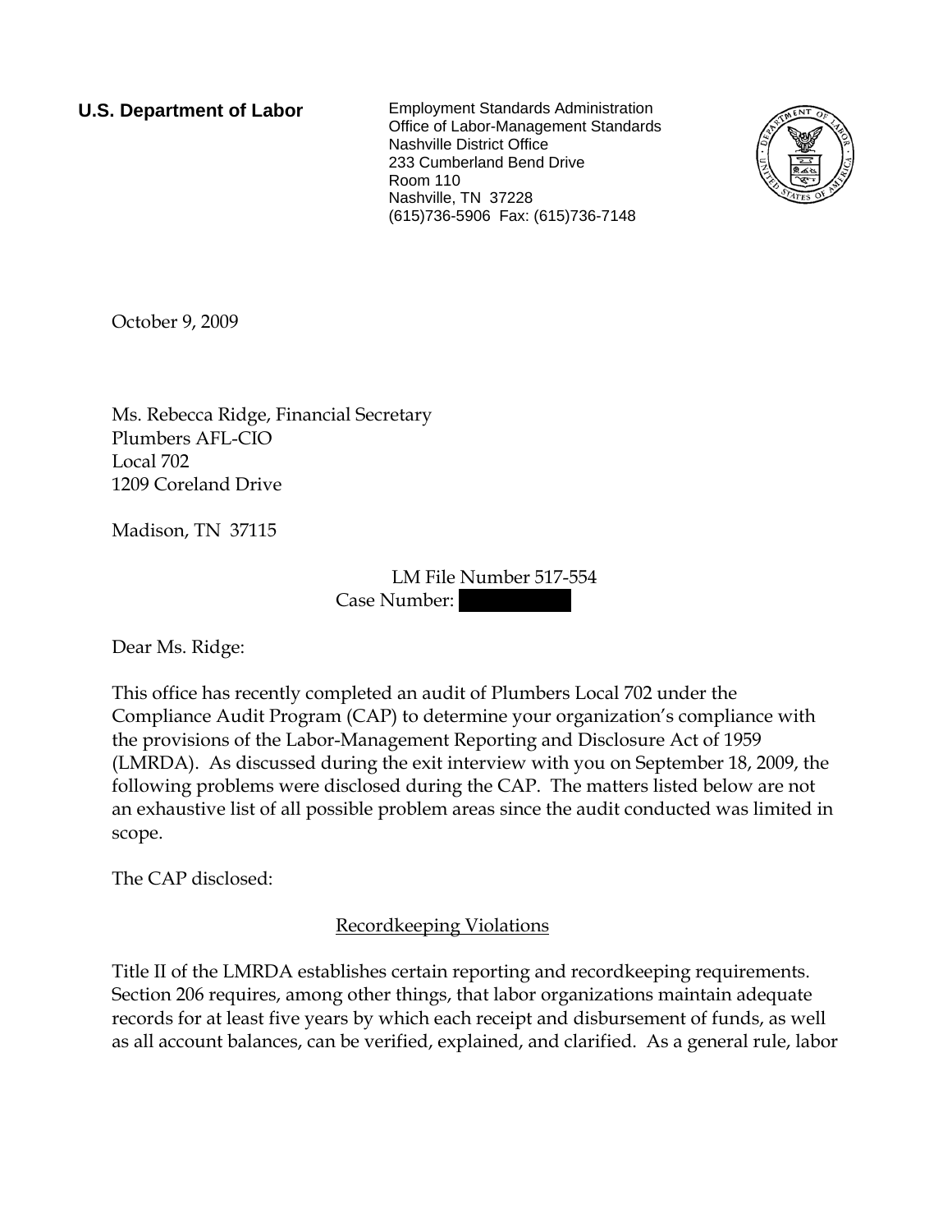**U.S. Department of Labor**

Employment Standards Administration
Office of Labor-Management Standards
Nashville District Office
233 Cumberland Bend Drive
Room 110
Nashville, TN 37228
(615)736-5906 Fax: (615)736-7148

October 9, 2009

Ms. Rebecca Ridge, Financial Secretary
Plumbers AFL-CIO
Local 702
1209 Coreland Drive

Madison, TN 37115

LM File Number 517-554
Case Number: 

Dear Ms. Ridge:

This office has recently completed an audit of Plumbers Local 702 under the Compliance Audit Program (CAP) to determine your organization's compliance with the provisions of the Labor-Management Reporting and Disclosure Act of 1959 (LMRDA). As discussed during the exit interview with you on September 18, 2009, the following problems were disclosed during the CAP. The matters listed below are not an exhaustive list of all possible problem areas since the audit conducted was limited in scope.

The CAP disclosed:

## Recordkeeping Violations

Title II of the LMRDA establishes certain reporting and recordkeeping requirements. Section 206 requires, among other things, that labor organizations maintain adequate records for at least five years by which each receipt and disbursement of funds, as well as all account balances, can be verified, explained, and clarified. As a general rule, labor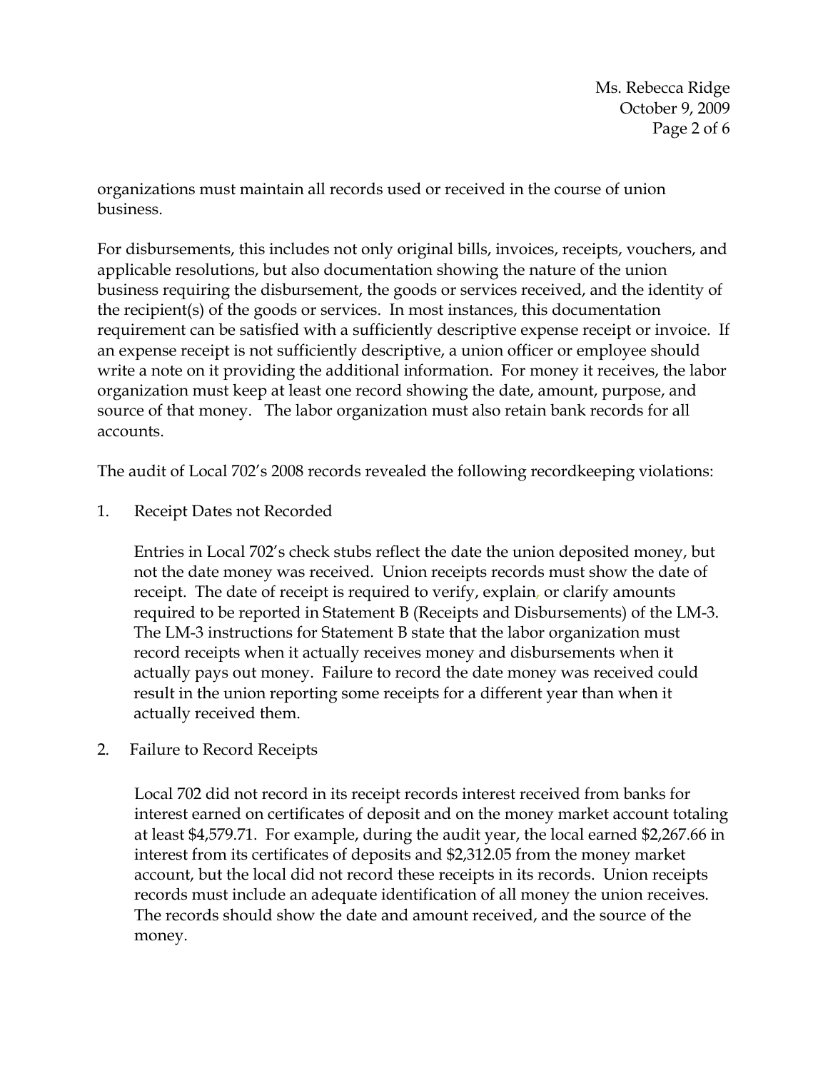organizations must maintain all records used or received in the course of union business.

For disbursements, this includes not only original bills, invoices, receipts, vouchers, and applicable resolutions, but also documentation showing the nature of the union business requiring the disbursement, the goods or services received, and the identity of the recipient(s) of the goods or services. In most instances, this documentation requirement can be satisfied with a sufficiently descriptive expense receipt or invoice. If an expense receipt is not sufficiently descriptive, a union officer or employee should write a note on it providing the additional information. For money it receives, the labor organization must keep at least one record showing the date, amount, purpose, and source of that money. The labor organization must also retain bank records for all accounts.

The audit of Local 702's 2008 records revealed the following recordkeeping violations:

1. Receipt Dates not Recorded

   Entries in Local 702's check stubs reflect the date the union deposited money, but not the date money was received. Union receipts records must show the date of receipt. The date of receipt is required to verify, explain, or clarify amounts required to be reported in Statement B (Receipts and Disbursements) of the LM-3. The LM-3 instructions for Statement B state that the labor organization must record receipts when it actually receives money and disbursements when it actually pays out money. Failure to record the date money was received could result in the union reporting some receipts for a different year than when it actually received them.

2. Failure to Record Receipts

   Local 702 did not record in its receipt records interest received from banks for interest earned on certificates of deposit and on the money market account totaling at least $4,579.71. For example, during the audit year, the local earned $2,267.66 in interest from its certificates of deposits and $2,312.05 from the money market account, but the local did not record these receipts in its records. Union receipts records must include an adequate identification of all money the union receives. The records should show the date and amount received, and the source of the money.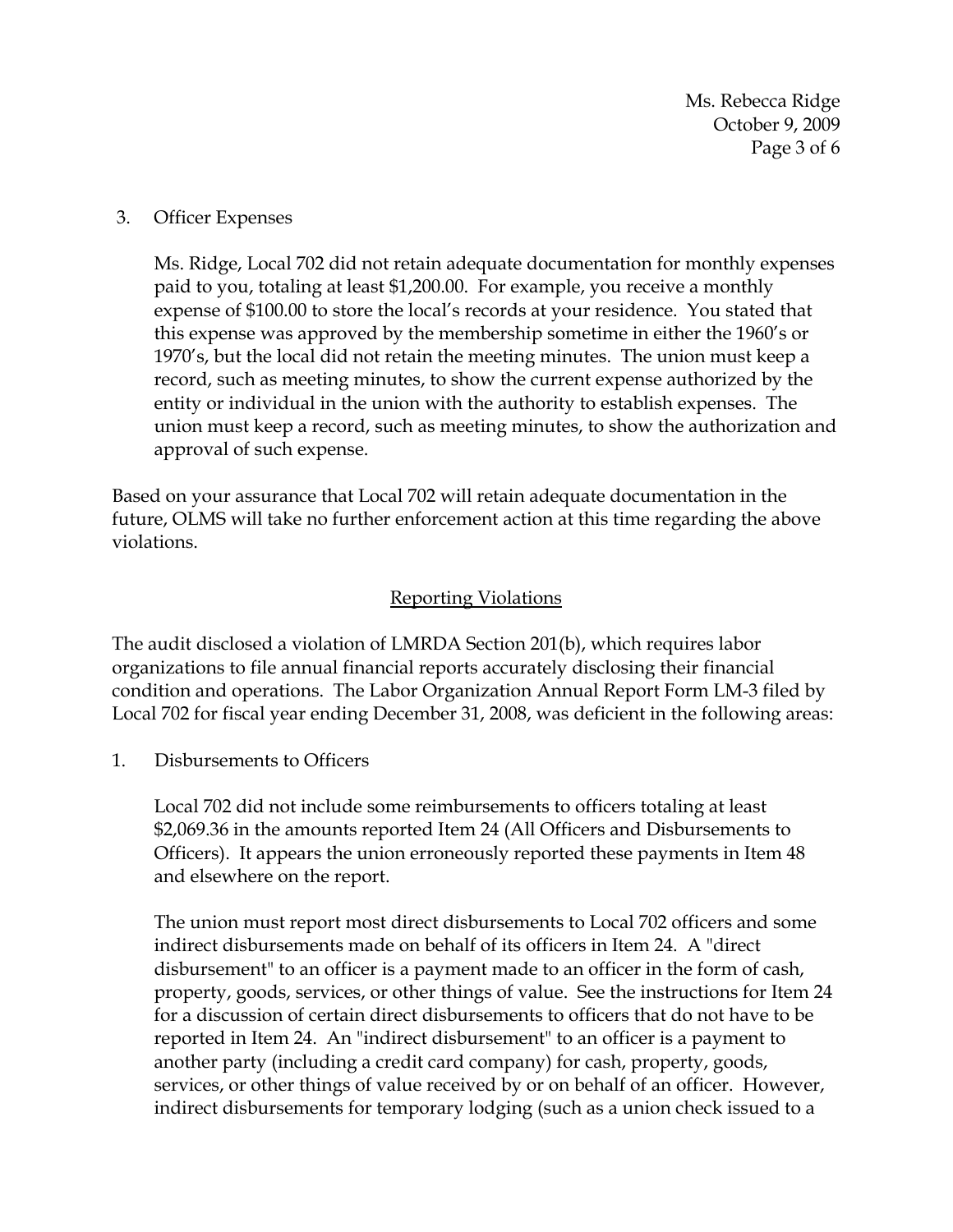3. Officer Expenses

   Ms. Ridge, Local 702 did not retain adequate documentation for monthly expenses paid to you, totaling at least $1,200.00. For example, you receive a monthly expense of $100.00 to store the local's records at your residence. You stated that this expense was approved by the membership sometime in either the 1960's or 1970's, but the local did not retain the meeting minutes. The union must keep a record, such as meeting minutes, to show the current expense authorized by the entity or individual in the union with the authority to establish expenses. The union must keep a record, such as meeting minutes, to show the authorization and approval of such expense.

Based on your assurance that Local 702 will retain adequate documentation in the future, OLMS will take no further enforcement action at this time regarding the above violations.

## Reporting Violations

The audit disclosed a violation of LMRDA Section 201(b), which requires labor organizations to file annual financial reports accurately disclosing their financial condition and operations. The Labor Organization Annual Report Form LM-3 filed by Local 702 for fiscal year ending December 31, 2008, was deficient in the following areas:

1. Disbursements to Officers

   Local 702 did not include some reimbursements to officers totaling at least $2,069.36 in the amounts reported Item 24 (All Officers and Disbursements to Officers). It appears the union erroneously reported these payments in Item 48 and elsewhere on the report.

   The union must report most direct disbursements to Local 702 officers and some indirect disbursements made on behalf of its officers in Item 24. A "direct disbursement" to an officer is a payment made to an officer in the form of cash, property, goods, services, or other things of value. See the instructions for Item 24 for a discussion of certain direct disbursements to officers that do not have to be reported in Item 24. An "indirect disbursement" to an officer is a payment to another party (including a credit card company) for cash, property, goods, services, or other things of value received by or on behalf of an officer. However, indirect disbursements for temporary lodging (such as a union check issued to a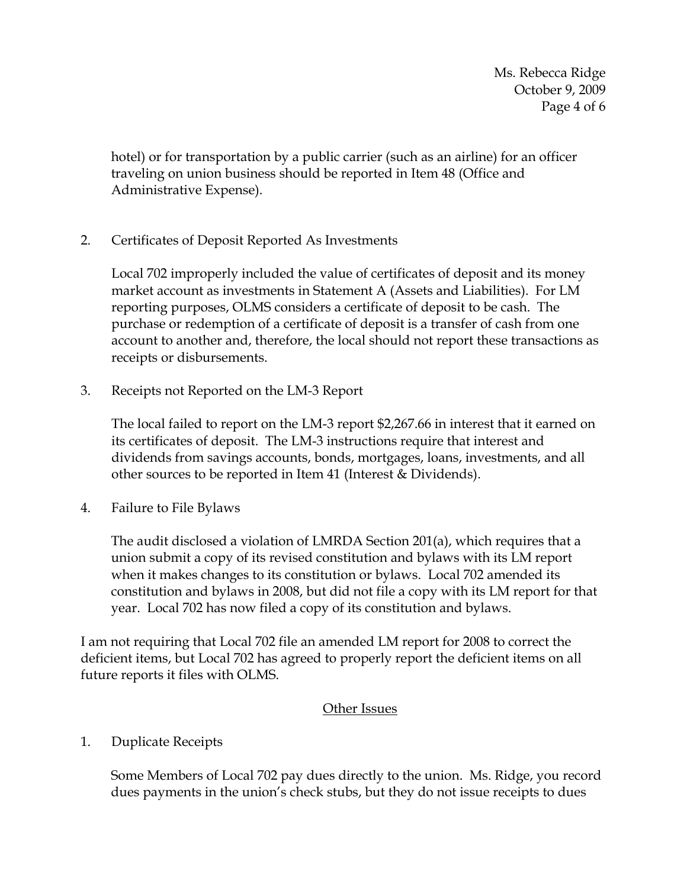hotel) or for transportation by a public carrier (such as an airline) for an officer traveling on union business should be reported in Item 48 (Office and Administrative Expense).

2. Certificates of Deposit Reported As Investments

   Local 702 improperly included the value of certificates of deposit and its money market account as investments in Statement A (Assets and Liabilities). For LM reporting purposes, OLMS considers a certificate of deposit to be cash. The purchase or redemption of a certificate of deposit is a transfer of cash from one account to another and, therefore, the local should not report these transactions as receipts or disbursements.

3. Receipts not Reported on the LM-3 Report

   The local failed to report on the LM-3 report $2,267.66 in interest that it earned on its certificates of deposit. The LM-3 instructions require that interest and dividends from savings accounts, bonds, mortgages, loans, investments, and all other sources to be reported in Item 41 (Interest & Dividends).

4. Failure to File Bylaws

   The audit disclosed a violation of LMRDA Section 201(a), which requires that a union submit a copy of its revised constitution and bylaws with its LM report when it makes changes to its constitution or bylaws. Local 702 amended its constitution and bylaws in 2008, but did not file a copy with its LM report for that year. Local 702 has now filed a copy of its constitution and bylaws.

I am not requiring that Local 702 file an amended LM report for 2008 to correct the deficient items, but Local 702 has agreed to properly report the deficient items on all future reports it files with OLMS.

## Other Issues

1. Duplicate Receipts

   Some Members of Local 702 pay dues directly to the union. Ms. Ridge, you record dues payments in the union's check stubs, but they do not issue receipts to dues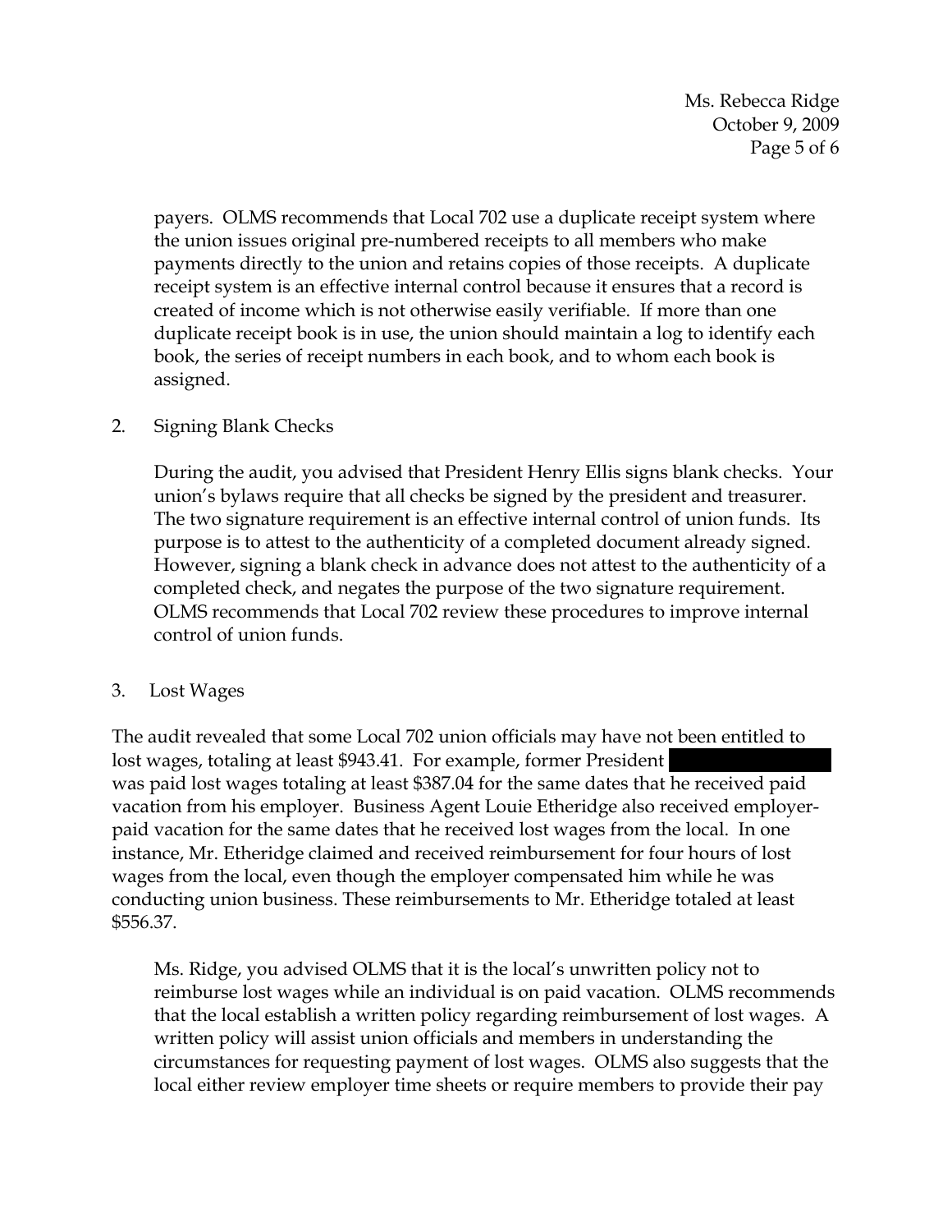payers. OLMS recommends that Local 702 use a duplicate receipt system where the union issues original pre-numbered receipts to all members who make payments directly to the union and retains copies of those receipts. A duplicate receipt system is an effective internal control because it ensures that a record is created of income which is not otherwise easily verifiable. If more than one duplicate receipt book is in use, the union should maintain a log to identify each book, the series of receipt numbers in each book, and to whom each book is assigned.

2. Signing Blank Checks

   During the audit, you advised that President Henry Ellis signs blank checks. Your union's bylaws require that all checks be signed by the president and treasurer. The two signature requirement is an effective internal control of union funds. Its purpose is to attest to the authenticity of a completed document already signed. However, signing a blank check in advance does not attest to the authenticity of a completed check, and negates the purpose of the two signature requirement. OLMS recommends that Local 702 review these procedures to improve internal control of union funds.

3. Lost Wages

The audit revealed that some Local 702 union officials may have not been entitled to lost wages, totaling at least $943.41. For example, former President [REDACTED] was paid lost wages totaling at least $387.04 for the same dates that he received paid vacation from his employer. Business Agent Louie Etheridge also received employer-paid vacation for the same dates that he received lost wages from the local. In one instance, Mr. Etheridge claimed and received reimbursement for four hours of lost wages from the local, even though the employer compensated him while he was conducting union business. These reimbursements to Mr. Etheridge totaled at least $556.37.

Ms. Ridge, you advised OLMS that it is the local's unwritten policy not to reimburse lost wages while an individual is on paid vacation. OLMS recommends that the local establish a written policy regarding reimbursement of lost wages. A written policy will assist union officials and members in understanding the circumstances for requesting payment of lost wages. OLMS also suggests that the local either review employer time sheets or require members to provide their pay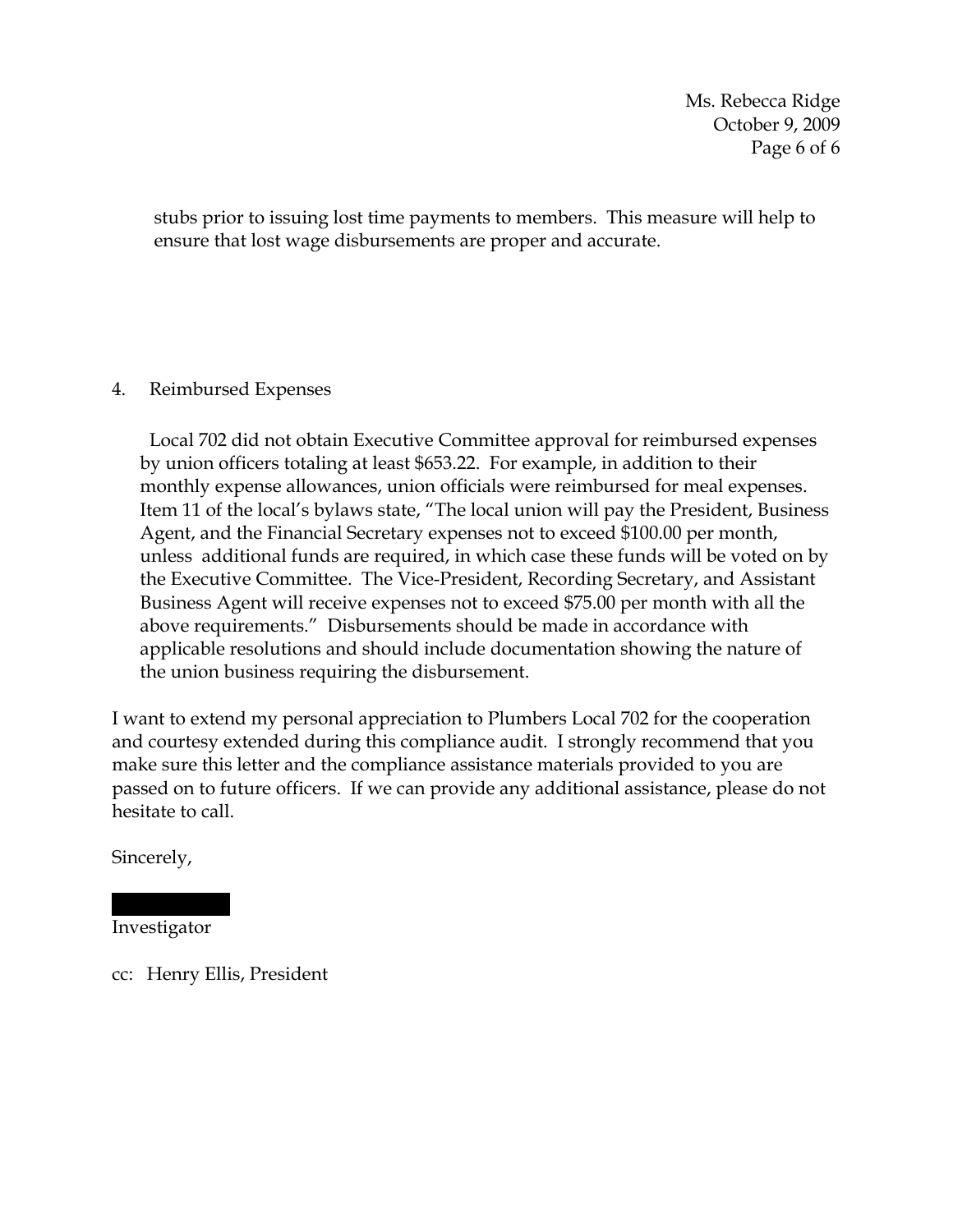stubs prior to issuing lost time payments to members. This measure will help to ensure that lost wage disbursements are proper and accurate.

4. Reimbursed Expenses

Local 702 did not obtain Executive Committee approval for reimbursed expenses by union officers totaling at least $653.22. For example, in addition to their monthly expense allowances, union officials were reimbursed for meal expenses. Item 11 of the local's bylaws state, "The local union will pay the President, Business Agent, and the Financial Secretary expenses not to exceed $100.00 per month, unless additional funds are required, in which case these funds will be voted on by the Executive Committee. The Vice-President, Recording Secretary, and Assistant Business Agent will receive expenses not to exceed $75.00 per month with all the above requirements." Disbursements should be made in accordance with applicable resolutions and should include documentation showing the nature of the union business requiring the disbursement.

I want to extend my personal appreciation to Plumbers Local 702 for the cooperation and courtesy extended during this compliance audit. I strongly recommend that you make sure this letter and the compliance assistance materials provided to you are passed on to future officers. If we can provide any additional assistance, please do not hesitate to call.

Sincerely,

Investigator

cc: Henry Ellis, President